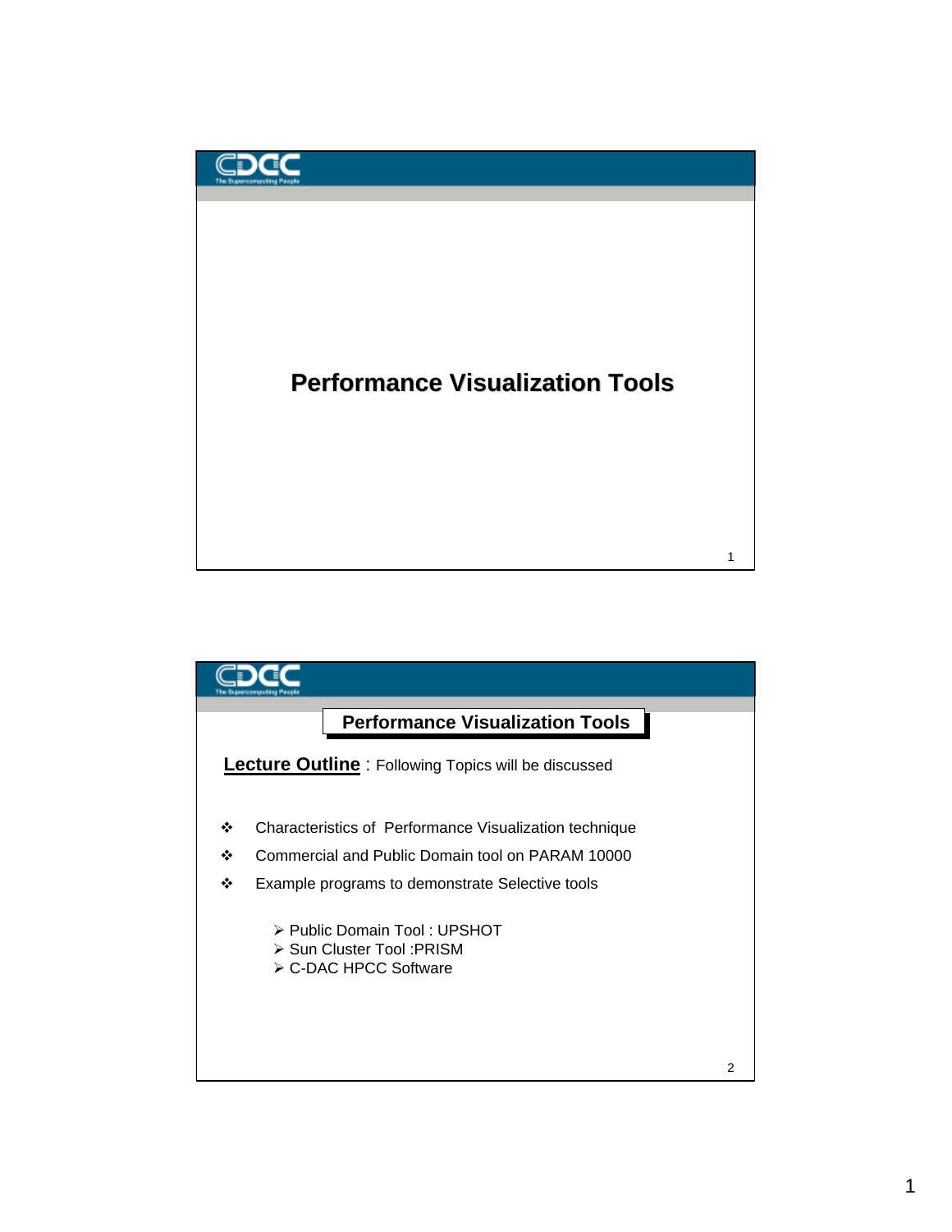# Performance Visualization Tools

## Performance Visualization Tools

**Lecture Outline** : Following Topics will be discussed

- Characteristics of Performance Visualization technique
- Commercial and Public Domain tool on PARAM 10000
- Example programs to demonstrate Selective tools
  - Public Domain Tool : UPSHOT
  - Sun Cluster Tool :PRISM
  - C-DAC HPCC Software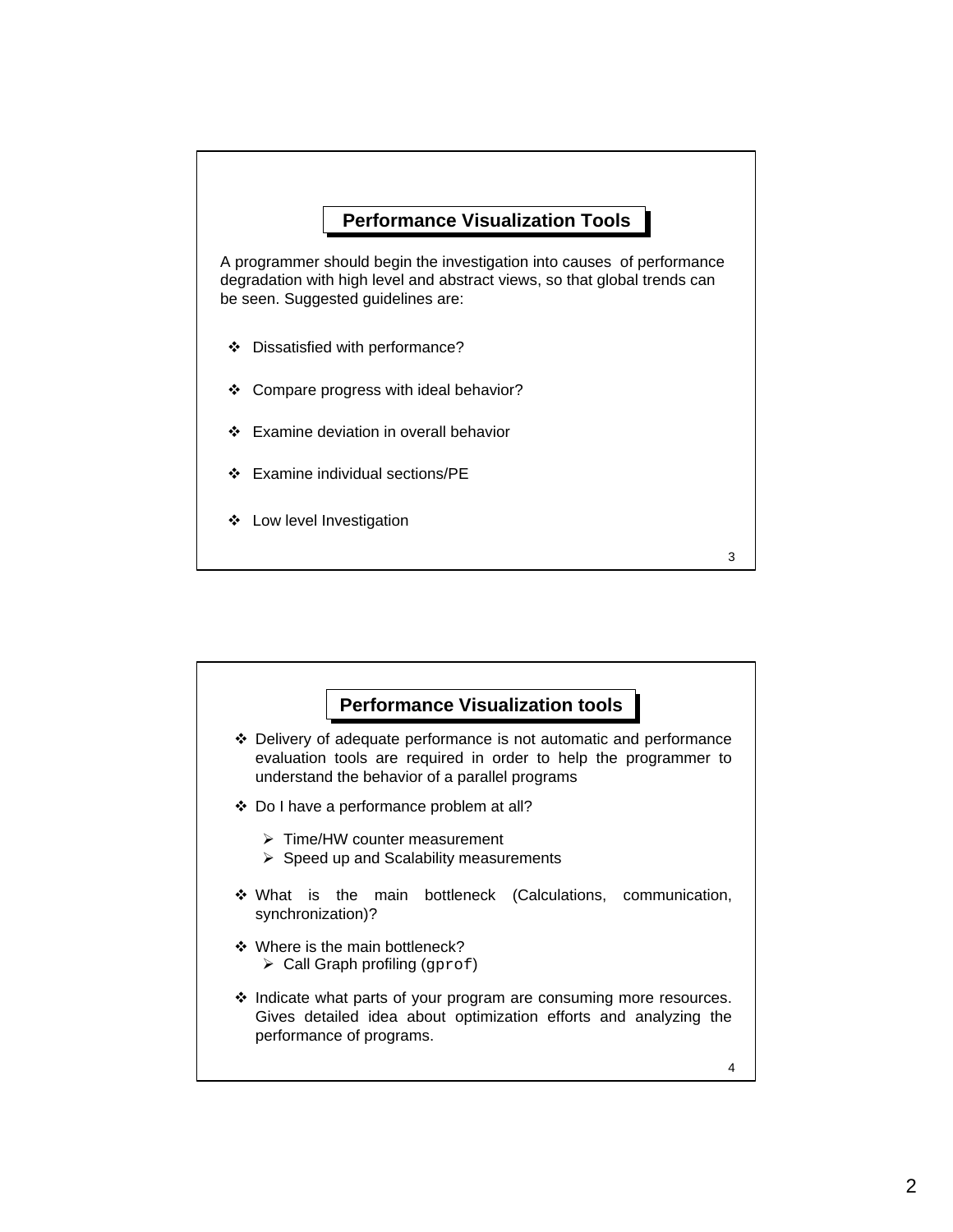## Performance Visualization Tools

A programmer should begin the investigation into causes of performance degradation with high level and abstract views, so that global trends can be seen. Suggested guidelines are:

- Dissatisfied with performance?
- Compare progress with ideal behavior?
- Examine deviation in overall behavior
- Examine individual sections/PE
- Low level Investigation

## Performance Visualization tools

- Delivery of adequate performance is not automatic and performance evaluation tools are required in order to help the programmer to understand the behavior of a parallel programs
- Do I have a performance problem at all?
  - Time/HW counter measurement
  - Speed up and Scalability measurements
- What is the main bottleneck (Calculations, communication, synchronization)?
- Where is the main bottleneck?
  - Call Graph profiling (`gprof`)
- Indicate what parts of your program are consuming more resources. Gives detailed idea about optimization efforts and analyzing the performance of programs.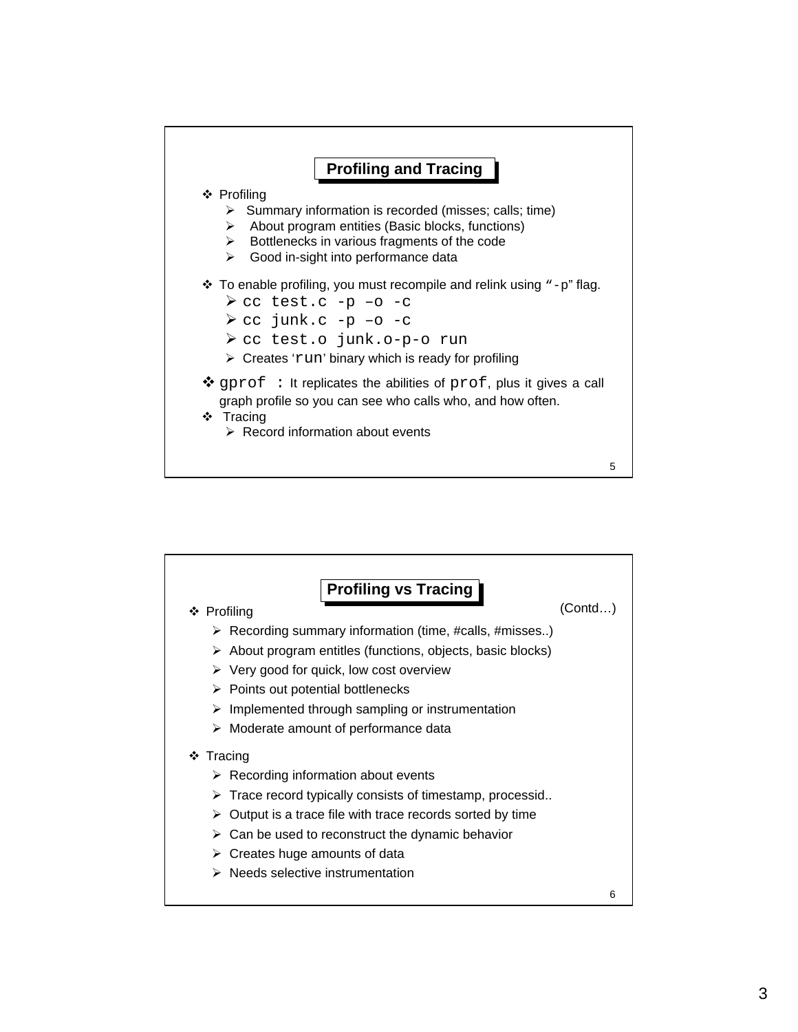## Profiling and Tracing

- Profiling
  - Summary information is recorded (misses; calls; time)
  - About program entities (Basic blocks, functions)
  - Bottlenecks in various fragments of the code
  - Good in-sight into performance data
- To enable profiling, you must recompile and relink using “-p” flag.
  - `cc test.c -p –o -c`
  - `cc junk.c -p –o -c`
  - `cc test.o junk.o-p-o run`
  - Creates ‘`run`’ binary which is ready for profiling
- `gprof :` It replicates the abilities of `prof`, plus it gives a call graph profile so you can see who calls who, and how often.
- Tracing
  - Record information about events

## Profiling vs Tracing

(Contd…)

- Profiling
  - Recording summary information (time, #calls, #misses..)
  - About program entitles (functions, objects, basic blocks)
  - Very good for quick, low cost overview
  - Points out potential bottlenecks
  - Implemented through sampling or instrumentation
  - Moderate amount of performance data
- Tracing
  - Recording information about events
  - Trace record typically consists of timestamp, processid..
  - Output is a trace file with trace records sorted by time
  - Can be used to reconstruct the dynamic behavior
  - Creates huge amounts of data
  - Needs selective instrumentation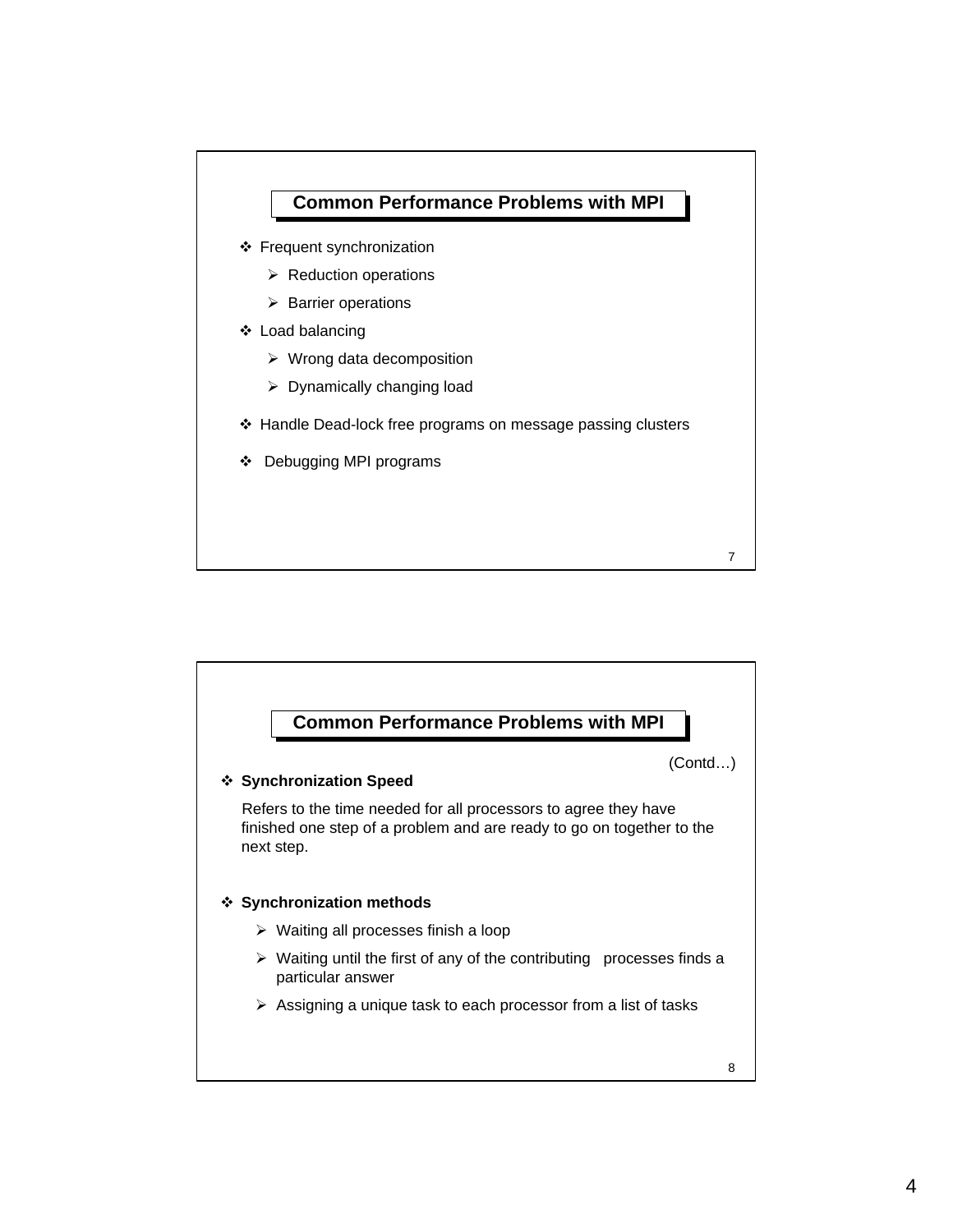## Common Performance Problems with MPI

- Frequent synchronization
  - Reduction operations
  - Barrier operations
- Load balancing
  - Wrong data decomposition
  - Dynamically changing load
- Handle Dead-lock free programs on message passing clusters
- Debugging MPI programs

## Common Performance Problems with MPI

(Contd…)

- **Synchronization Speed**

  Refers to the time needed for all processors to agree they have finished one step of a problem and are ready to go on together to the next step.

- **Synchronization methods**
  - Waiting all processes finish a loop
  - Waiting until the first of any of the contributing processes finds a particular answer
  - Assigning a unique task to each processor from a list of tasks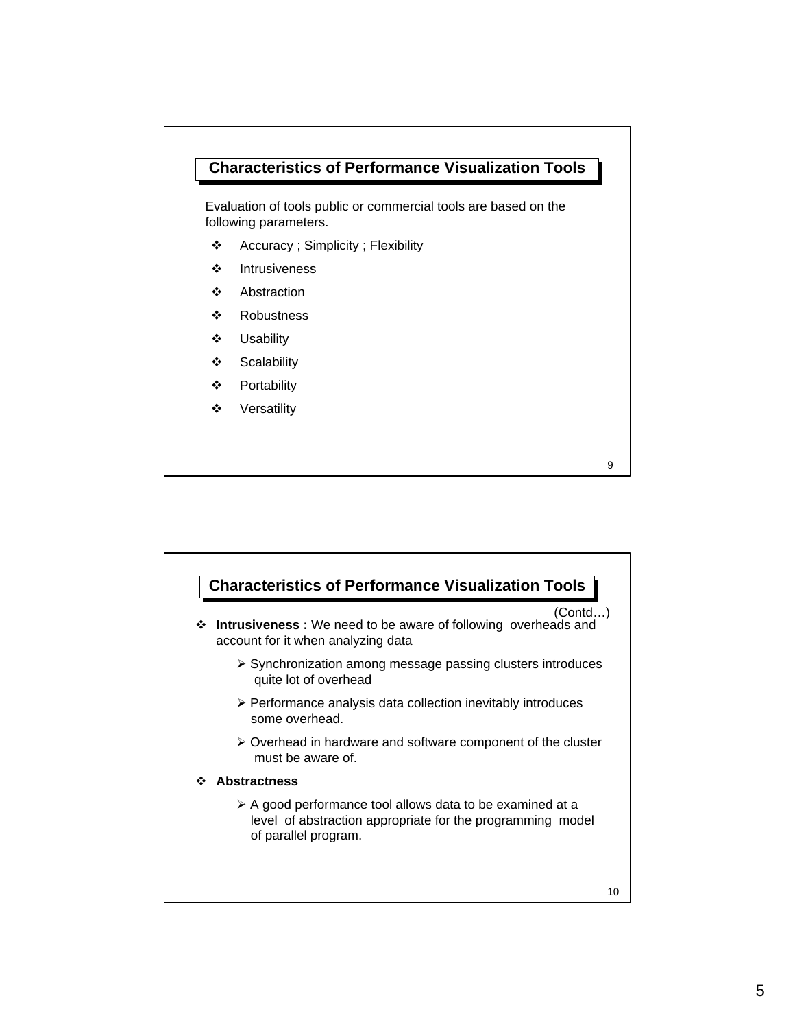## Characteristics of Performance Visualization Tools

Evaluation of tools public or commercial tools are based on the following parameters.

- Accuracy ; Simplicity ; Flexibility
- Intrusiveness
- Abstraction
- Robustness
- Usability
- Scalability
- Portability
- Versatility

## Characteristics of Performance Visualization Tools

(Contd…)

- **Intrusiveness :** We need to be aware of following overheads and account for it when analyzing data
  - Synchronization among message passing clusters introduces quite lot of overhead
  - Performance analysis data collection inevitably introduces some overhead.
  - Overhead in hardware and software component of the cluster must be aware of.
- **Abstractness**
  - A good performance tool allows data to be examined at a level of abstraction appropriate for the programming model of parallel program.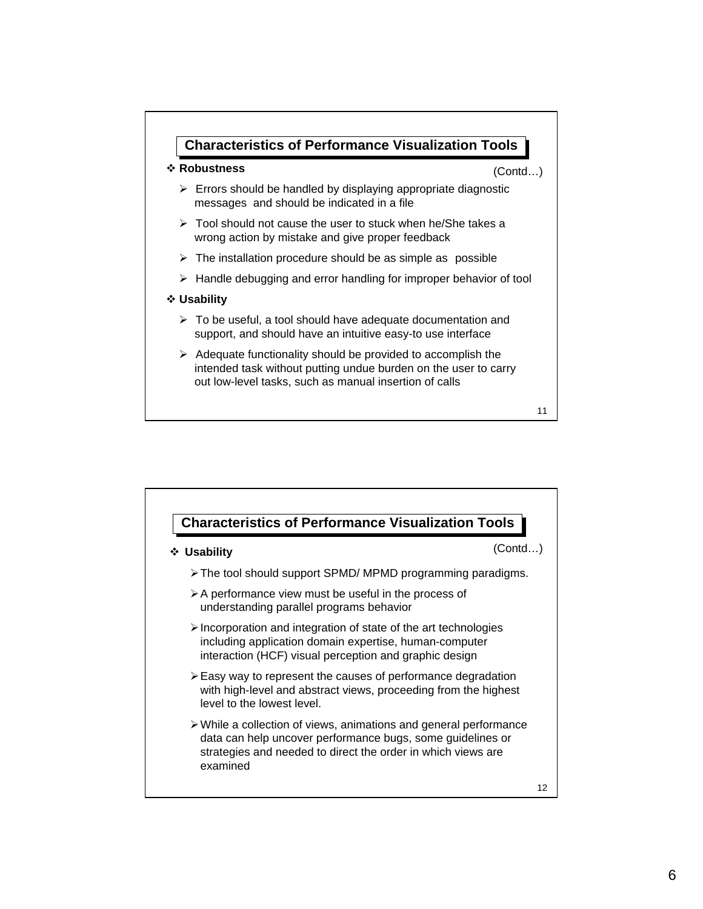## Characteristics of Performance Visualization Tools

(Contd…)

- **Robustness**
  - Errors should be handled by displaying appropriate diagnostic messages and should be indicated in a file
  - Tool should not cause the user to stuck when he/She takes a wrong action by mistake and give proper feedback
  - The installation procedure should be as simple as possible
  - Handle debugging and error handling for improper behavior of tool
- **Usability**
  - To be useful, a tool should have adequate documentation and support, and should have an intuitive easy-to use interface
  - Adequate functionality should be provided to accomplish the intended task without putting undue burden on the user to carry out low-level tasks, such as manual insertion of calls

## Characteristics of Performance Visualization Tools

(Contd…)

- **Usability**
  - The tool should support SPMD/ MPMD programming paradigms.
  - A performance view must be useful in the process of understanding parallel programs behavior
  - Incorporation and integration of state of the art technologies including application domain expertise, human-computer interaction (HCF) visual perception and graphic design
  - Easy way to represent the causes of performance degradation with high-level and abstract views, proceeding from the highest level to the lowest level.
  - While a collection of views, animations and general performance data can help uncover performance bugs, some guidelines or strategies and needed to direct the order in which views are examined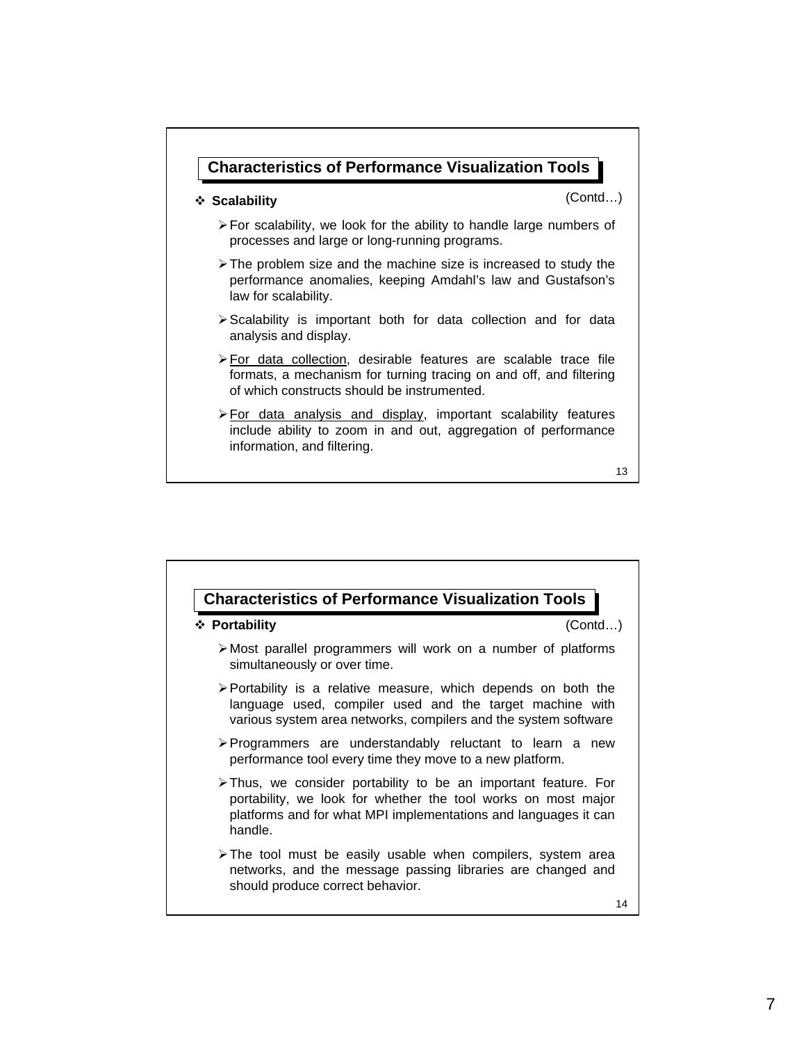## Characteristics of Performance Visualization Tools

- **Scalability** (Contd…)
  - For scalability, we look for the ability to handle large numbers of processes and large or long-running programs.
  - The problem size and the machine size is increased to study the performance anomalies, keeping Amdahl's law and Gustafson's law for scalability.
  - Scalability is important both for data collection and for data analysis and display.
  - For data collection, desirable features are scalable trace file formats, a mechanism for turning tracing on and off, and filtering of which constructs should be instrumented.
  - For data analysis and display, important scalability features include ability to zoom in and out, aggregation of performance information, and filtering.

## Characteristics of Performance Visualization Tools

- **Portability** (Contd…)
  - Most parallel programmers will work on a number of platforms simultaneously or over time.
  - Portability is a relative measure, which depends on both the language used, compiler used and the target machine with various system area networks, compilers and the system software
  - Programmers are understandably reluctant to learn a new performance tool every time they move to a new platform.
  - Thus, we consider portability to be an important feature. For portability, we look for whether the tool works on most major platforms and for what MPI implementations and languages it can handle.
  - The tool must be easily usable when compilers, system area networks, and the message passing libraries are changed and should produce correct behavior.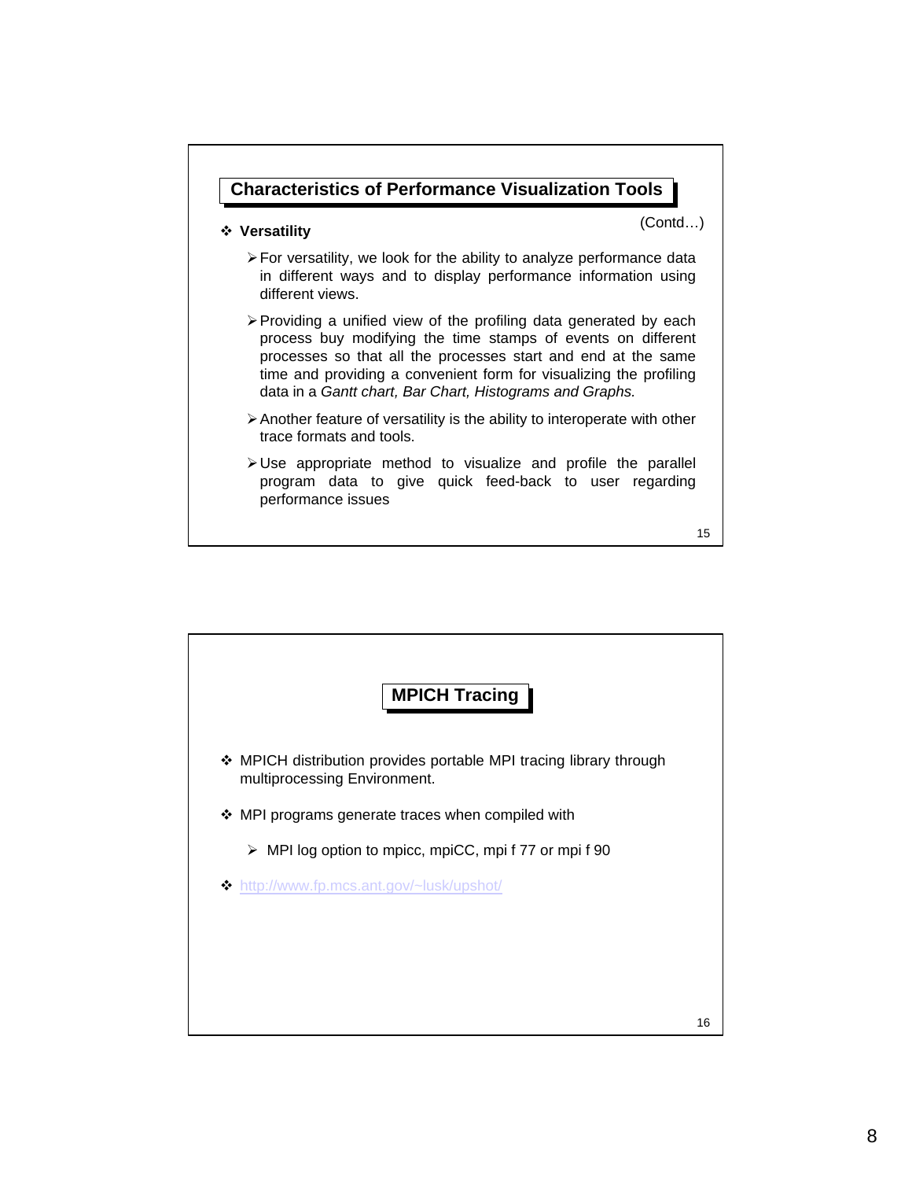## Characteristics of Performance Visualization Tools

(Contd…)

- **Versatility**
  - For versatility, we look for the ability to analyze performance data in different ways and to display performance information using different views.
  - Providing a unified view of the profiling data generated by each process buy modifying the time stamps of events on different processes so that all the processes start and end at the same time and providing a convenient form for visualizing the profiling data in a *Gantt chart, Bar Chart, Histograms and Graphs.*
  - Another feature of versatility is the ability to interoperate with other trace formats and tools.
  - Use appropriate method to visualize and profile the parallel program data to give quick feed-back to user regarding performance issues

## MPICH Tracing

- MPICH distribution provides portable MPI tracing library through multiprocessing Environment.
- MPI programs generate traces when compiled with
  - MPI log option to mpicc, mpiCC, mpi f 77 or mpi f 90
- http://www.fp.mcs.ant.gov/~lusk/upshot/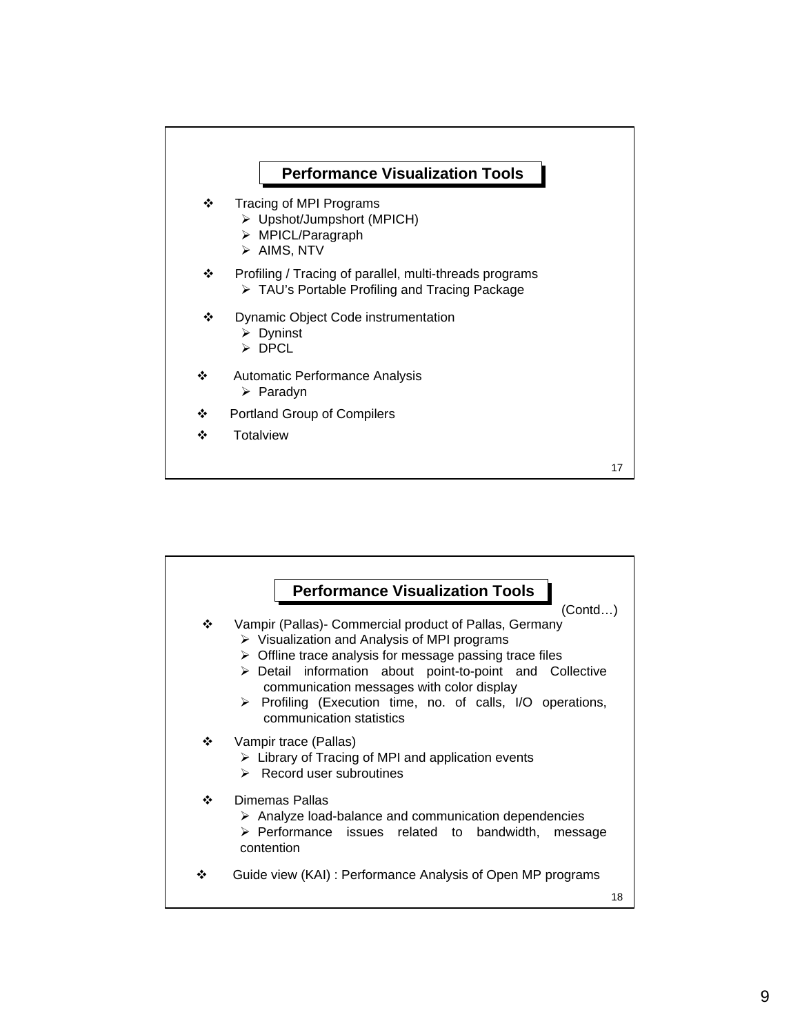## Performance Visualization Tools

- Tracing of MPI Programs
  - Upshot/Jumpshort (MPICH)
  - MPICL/Paragraph
  - AIMS, NTV
- Profiling / Tracing of parallel, multi-threads programs
  - TAU's Portable Profiling and Tracing Package
- Dynamic Object Code instrumentation
  - Dyninst
  - DPCL
- Automatic Performance Analysis
  - Paradyn
- Portland Group of Compilers
- Totalview

## Performance Visualization Tools

(Contd…)

- Vampir (Pallas)- Commercial product of Pallas, Germany
  - Visualization and Analysis of MPI programs
  - Offline trace analysis for message passing trace files
  - Detail information about point-to-point and Collective communication messages with color display
  - Profiling (Execution time, no. of calls, I/O operations, communication statistics
- Vampir trace (Pallas)
  - Library of Tracing of MPI and application events
  - Record user subroutines
- Dimemas Pallas
  - Analyze load-balance and communication dependencies
  - Performance issues related to bandwidth, message contention
- Guide view (KAI) : Performance Analysis of Open MP programs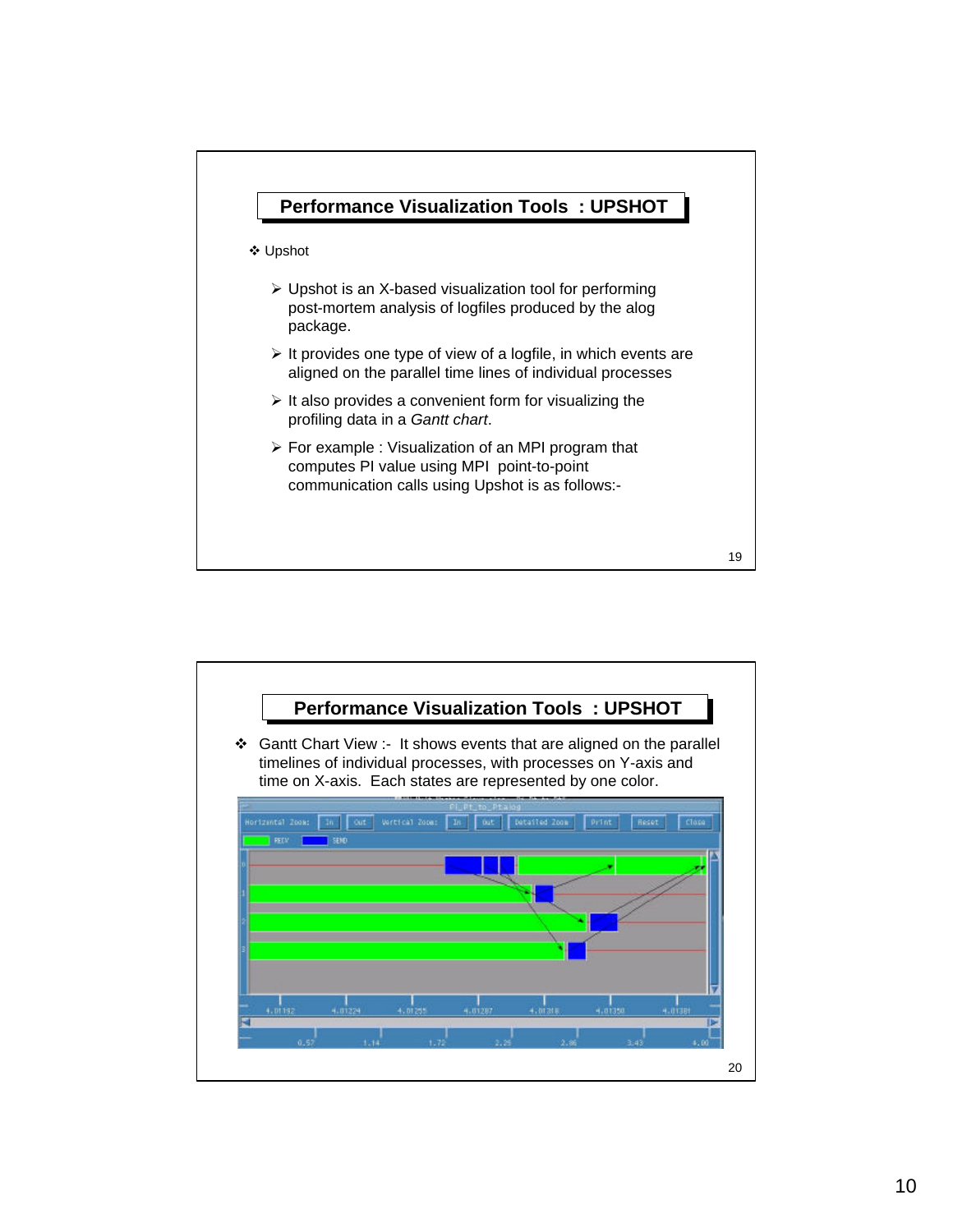## Performance Visualization Tools : UPSHOT

❖ Upshot

- Upshot is an X-based visualization tool for performing post-mortem analysis of logfiles produced by the alog package.
- It provides one type of view of a logfile, in which events are aligned on the parallel time lines of individual processes
- It also provides a convenient form for visualizing the profiling data in a *Gantt chart*.
- For example : Visualization of an MPI program that computes PI value using MPI point-to-point communication calls using Upshot is as follows:-

## Performance Visualization Tools : UPSHOT

❖ Gantt Chart View :- It shows events that are aligned on the parallel timelines of individual processes, with processes on Y-axis and time on X-axis. Each states are represented by one color.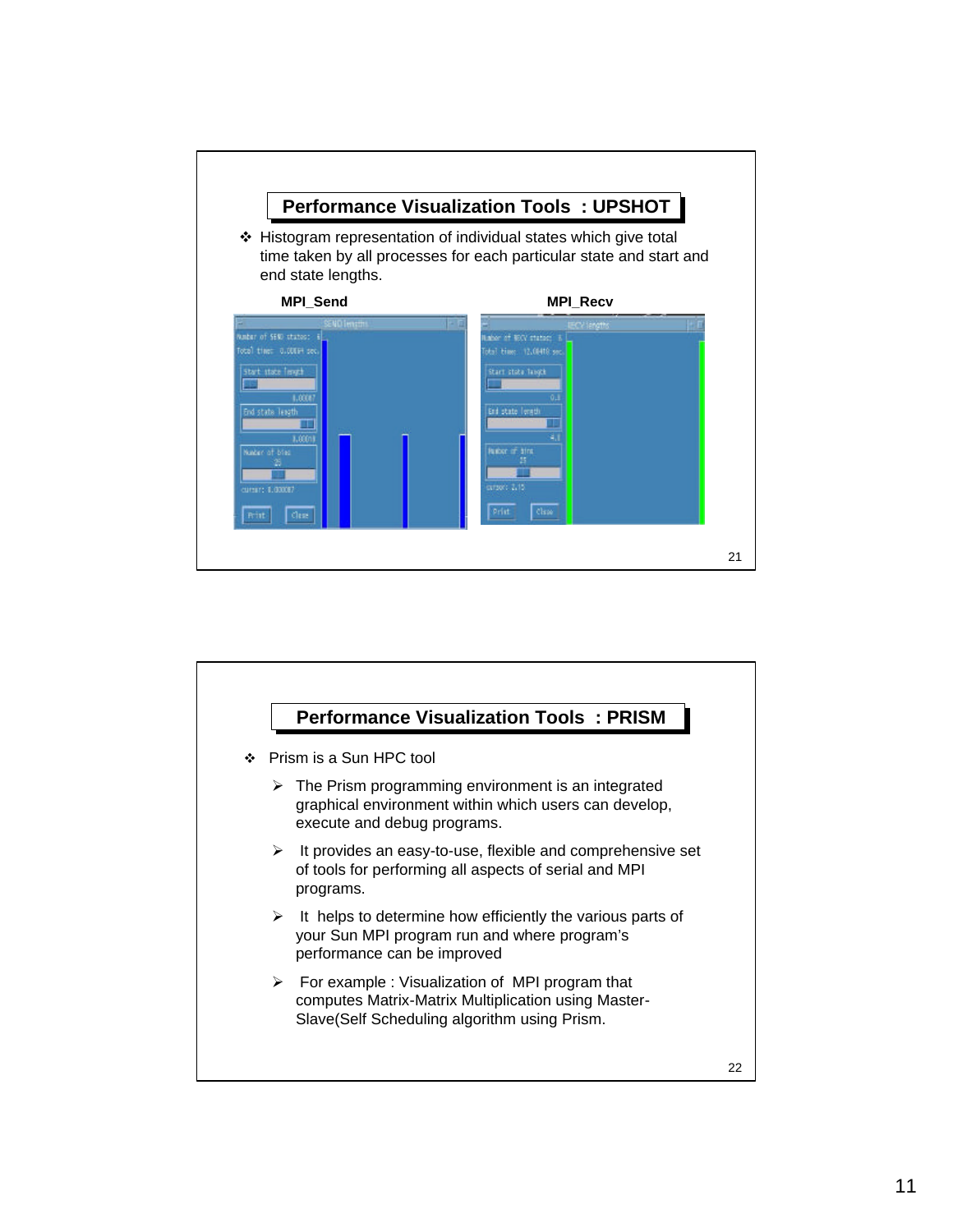## Performance Visualization Tools : UPSHOT

- Histogram representation of individual states which give total time taken by all processes for each particular state and start and end state lengths.

**MPI_Send** **MPI_Recv**

## Performance Visualization Tools : PRISM

- Prism is a Sun HPC tool
  - The Prism programming environment is an integrated graphical environment within which users can develop, execute and debug programs.
  - It provides an easy-to-use, flexible and comprehensive set of tools for performing all aspects of serial and MPI programs.
  - It helps to determine how efficiently the various parts of your Sun MPI program run and where program's performance can be improved
  - For example : Visualization of MPI program that computes Matrix-Matrix Multiplication using Master-Slave(Self Scheduling algorithm using Prism.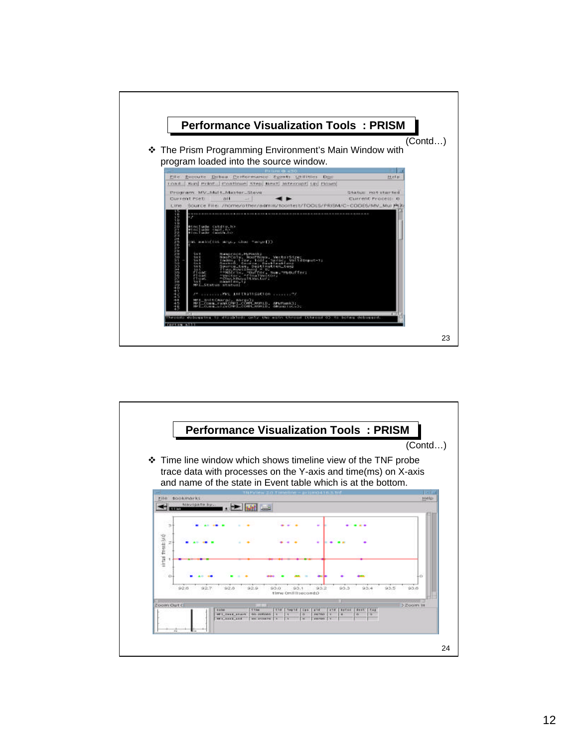## Performance Visualization Tools : PRISM

(Contd…)

- The Prism Programming Environment's Main Window with program loaded into the source window.

## Performance Visualization Tools : PRISM

(Contd…)

- Time line window which shows timeline view of the TNF probe trace data with processes on the Y-axis and time(ms) on X-axis and name of the state in Event table which is at the bottom.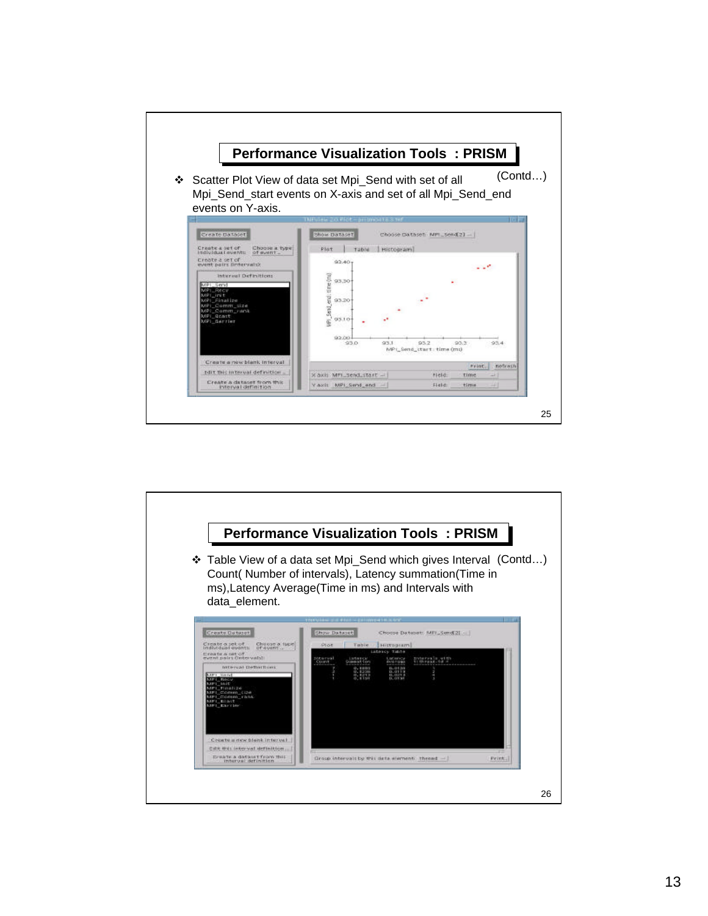## Performance Visualization Tools : PRISM

(Contd…)

- Scatter Plot View of data set Mpi_Send with set of all Mpi_Send_start events on X-axis and set of all Mpi_Send_end events on Y-axis.

## Performance Visualization Tools : PRISM

(Contd…)

- Table View of a data set Mpi_Send which gives Interval Count( Number of intervals), Latency summation(Time in ms),Latency Average(Time in ms) and Intervals with data_element.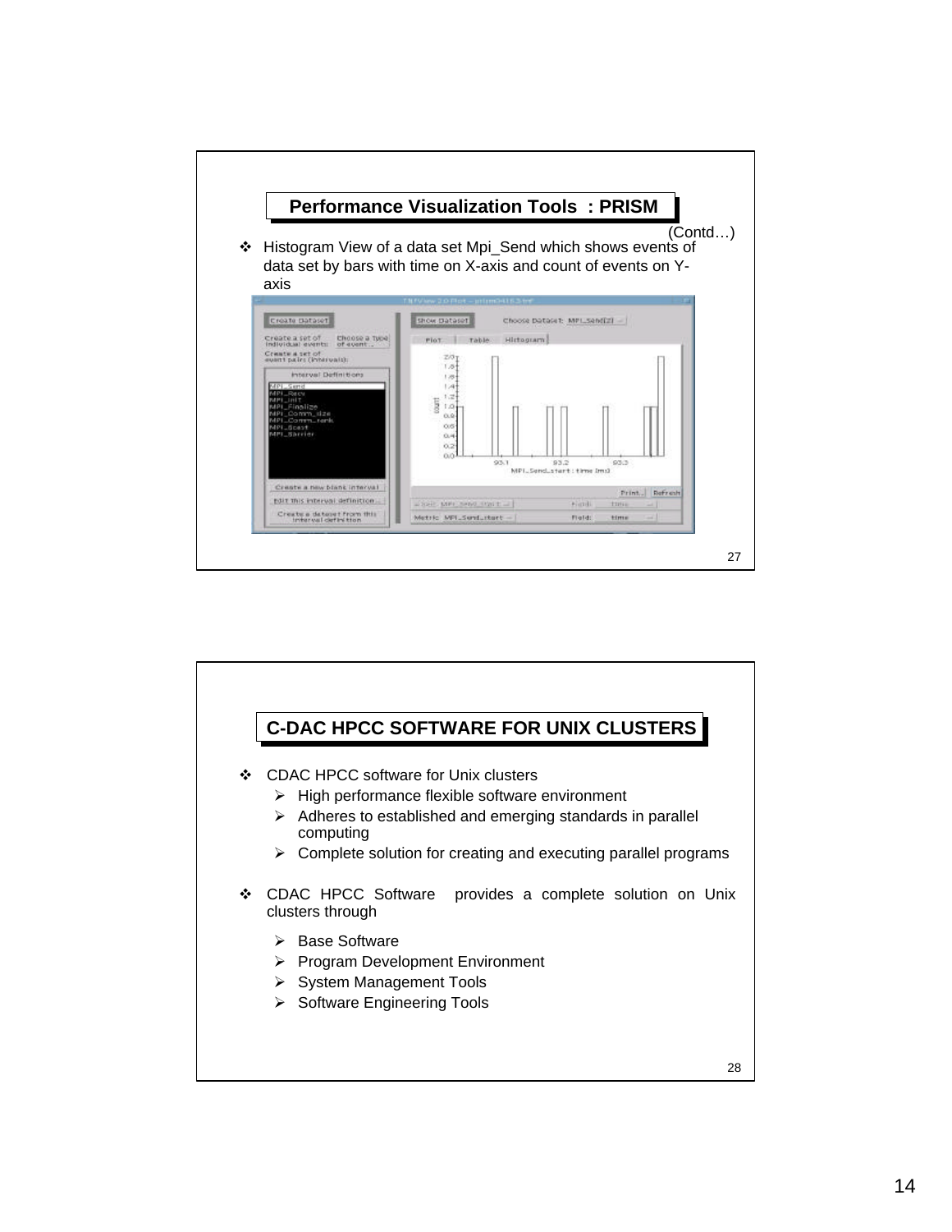## Performance Visualization Tools : PRISM

(Contd…)

- Histogram View of a data set Mpi_Send which shows events of data set by bars with time on X-axis and count of events on Y-axis

## C-DAC HPCC SOFTWARE FOR UNIX CLUSTERS

- CDAC HPCC software for Unix clusters
  - High performance flexible software environment
  - Adheres to established and emerging standards in parallel computing
  - Complete solution for creating and executing parallel programs
- CDAC HPCC Software provides a complete solution on Unix clusters through
  - Base Software
  - Program Development Environment
  - System Management Tools
  - Software Engineering Tools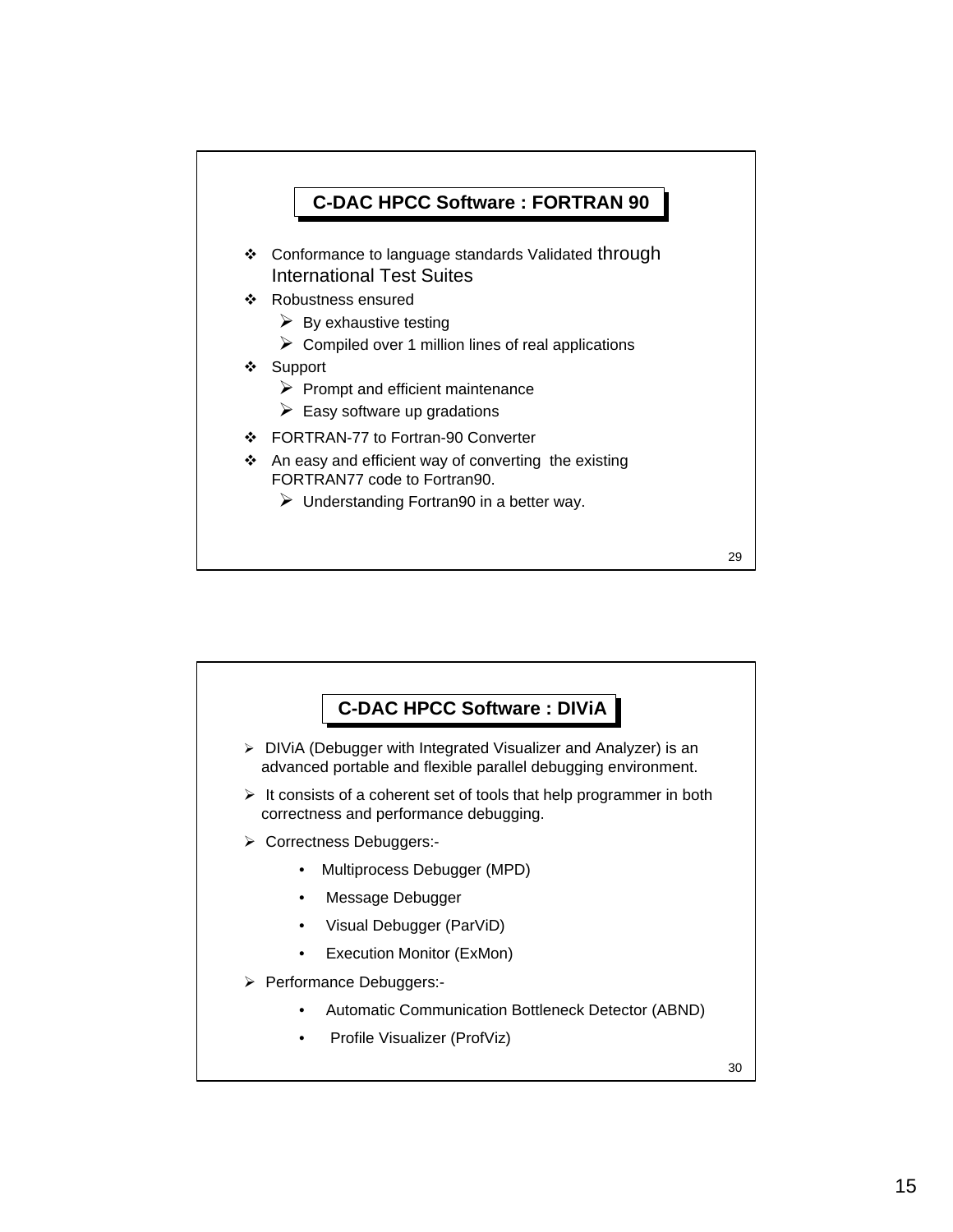## C-DAC HPCC Software : FORTRAN 90

- Conformance to language standards Validated through International Test Suites
- Robustness ensured
  - By exhaustive testing
  - Compiled over 1 million lines of real applications
- Support
  - Prompt and efficient maintenance
  - Easy software up gradations
- FORTRAN-77 to Fortran-90 Converter
- An easy and efficient way of converting the existing FORTRAN77 code to Fortran90.
  - Understanding Fortran90 in a better way.

## C-DAC HPCC Software : DIViA

- DIViA (Debugger with Integrated Visualizer and Analyzer) is an advanced portable and flexible parallel debugging environment.
- It consists of a coherent set of tools that help programmer in both correctness and performance debugging.
- Correctness Debuggers:-
  - Multiprocess Debugger (MPD)
  - Message Debugger
  - Visual Debugger (ParViD)
  - Execution Monitor (ExMon)
- Performance Debuggers:-
  - Automatic Communication Bottleneck Detector (ABND)
  - Profile Visualizer (ProfViz)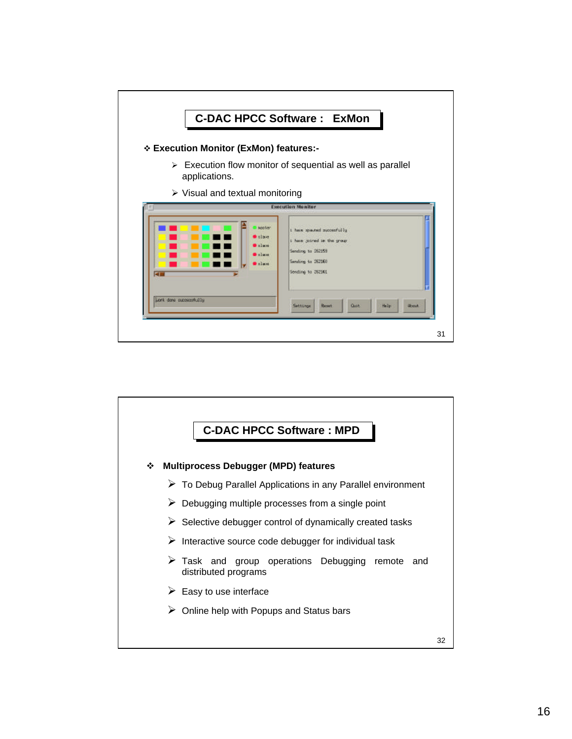## C-DAC HPCC Software : ExMon

❖ **Execution Monitor (ExMon) features:-**

- Execution flow monitor of sequential as well as parallel applications.
- Visual and textual monitoring

## C-DAC HPCC Software : MPD

❖ **Multiprocess Debugger (MPD) features**

- To Debug Parallel Applications in any Parallel environment
- Debugging multiple processes from a single point
- Selective debugger control of dynamically created tasks
- Interactive source code debugger for individual task
- Task and group operations Debugging remote and distributed programs
- Easy to use interface
- Online help with Popups and Status bars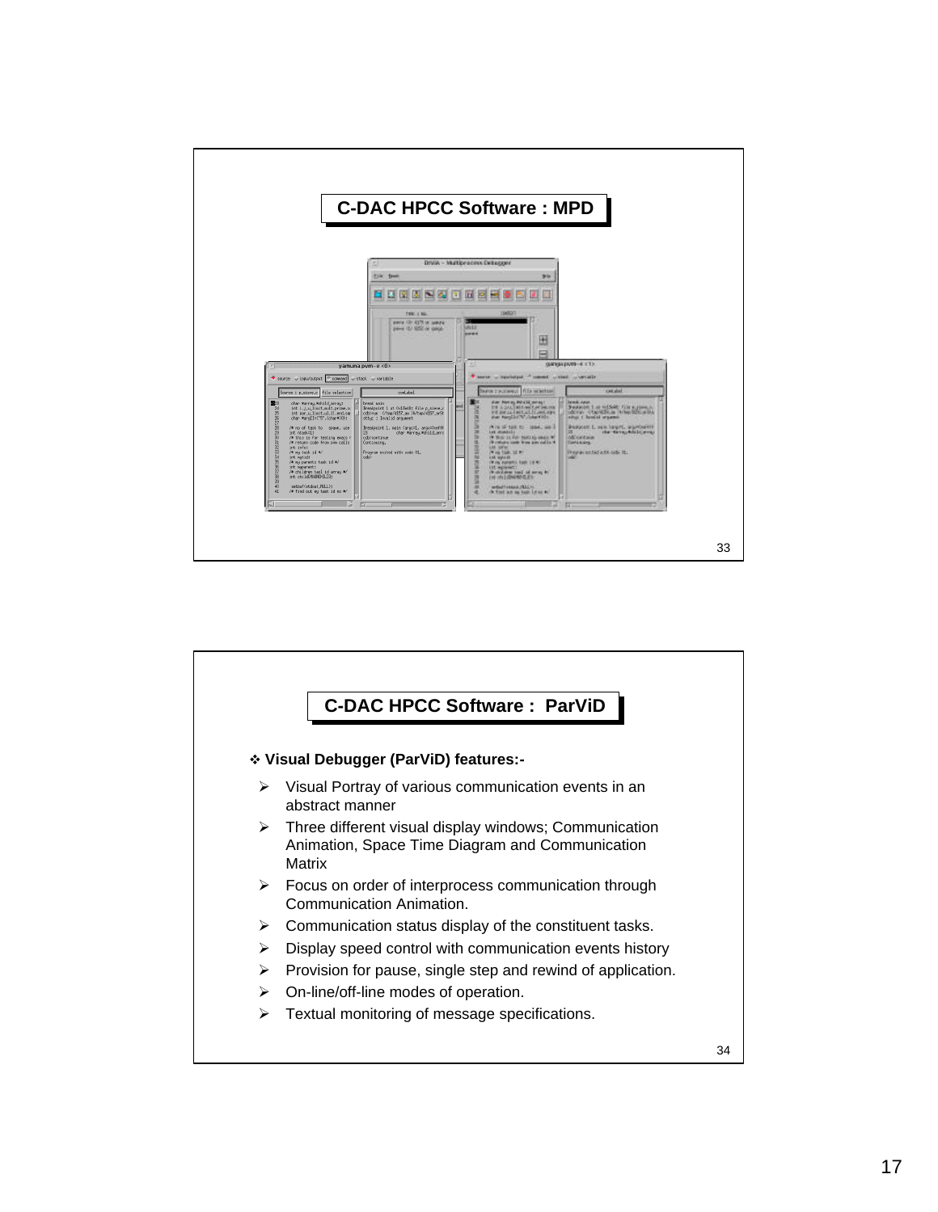## C-DAC HPCC Software : MPD

## C-DAC HPCC Software : ParViD

- **Visual Debugger (ParViD) features:-**
  - Visual Portray of various communication events in an abstract manner
  - Three different visual display windows; Communication Animation, Space Time Diagram and Communication Matrix
  - Focus on order of interprocess communication through Communication Animation.
  - Communication status display of the constituent tasks.
  - Display speed control with communication events history
  - Provision for pause, single step and rewind of application.
  - On-line/off-line modes of operation.
  - Textual monitoring of message specifications.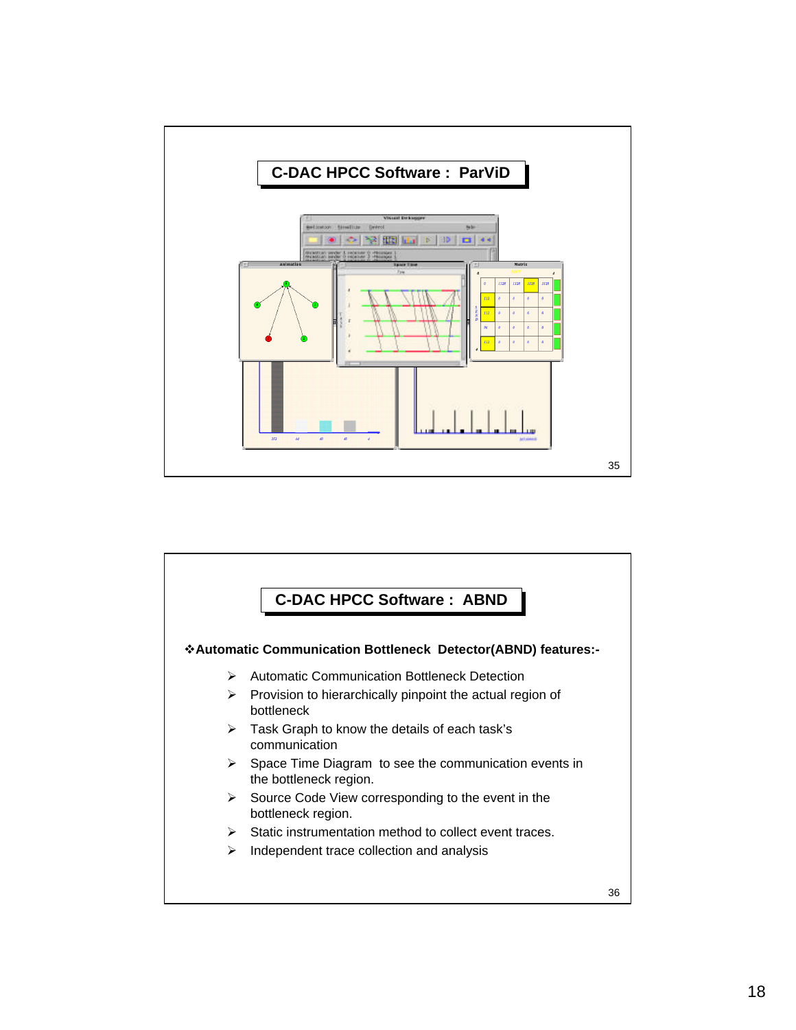## C-DAC HPCC Software : ParViD

## C-DAC HPCC Software : ABND

❖**Automatic Communication Bottleneck Detector(ABND) features:-**

- Automatic Communication Bottleneck Detection
- Provision to hierarchically pinpoint the actual region of bottleneck
- Task Graph to know the details of each task's communication
- Space Time Diagram to see the communication events in the bottleneck region.
- Source Code View corresponding to the event in the bottleneck region.
- Static instrumentation method to collect event traces.
- Independent trace collection and analysis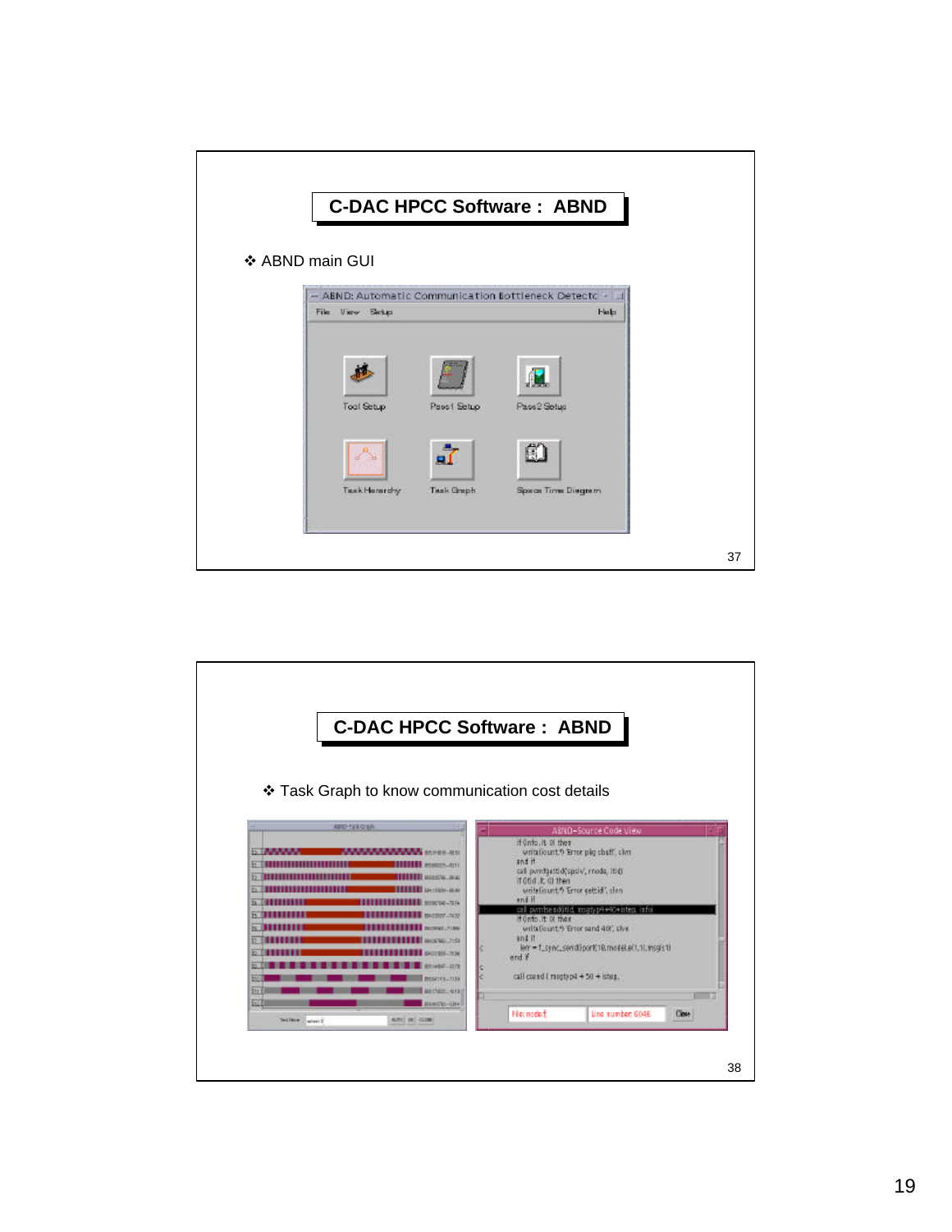# C-DAC HPCC Software : ABND

❖ ABND main GUI

# C-DAC HPCC Software : ABND

❖ Task Graph to know communication cost details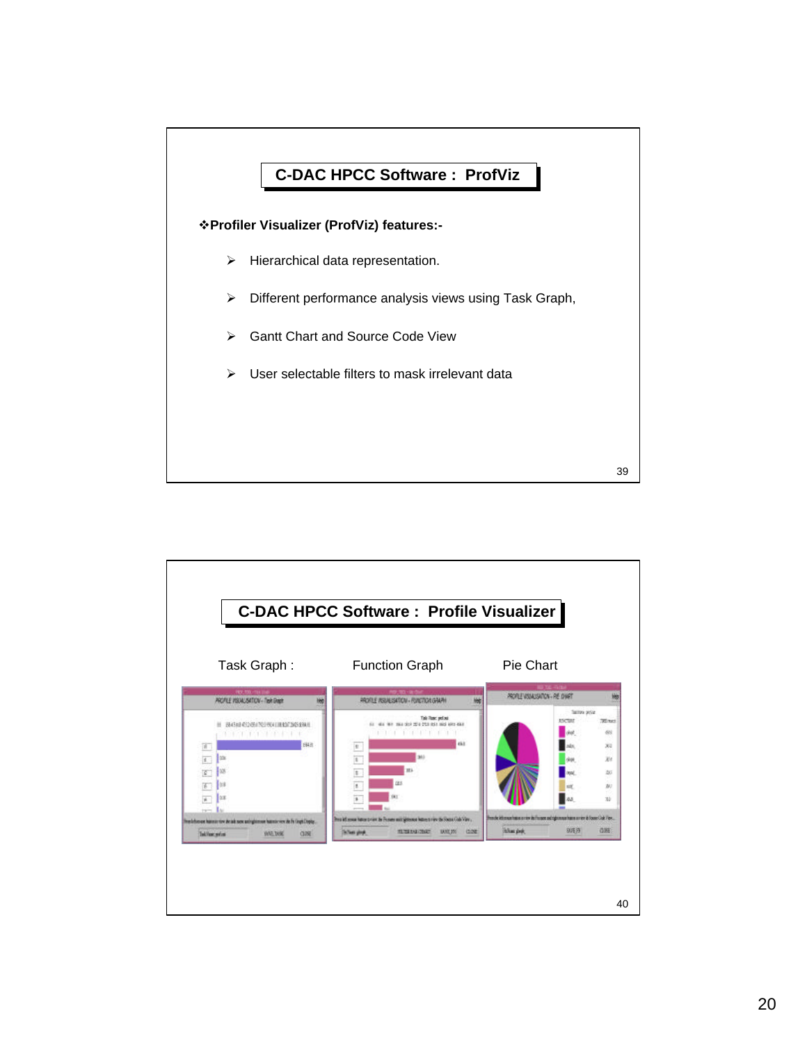## C-DAC HPCC Software : ProfViz

❖**Profiler Visualizer (ProfViz) features:-**

- Hierarchical data representation.
- Different performance analysis views using Task Graph,
- Gantt Chart and Source Code View
- User selectable filters to mask irrelevant data

## C-DAC HPCC Software : Profile Visualizer

Task Graph : Function Graph Pie Chart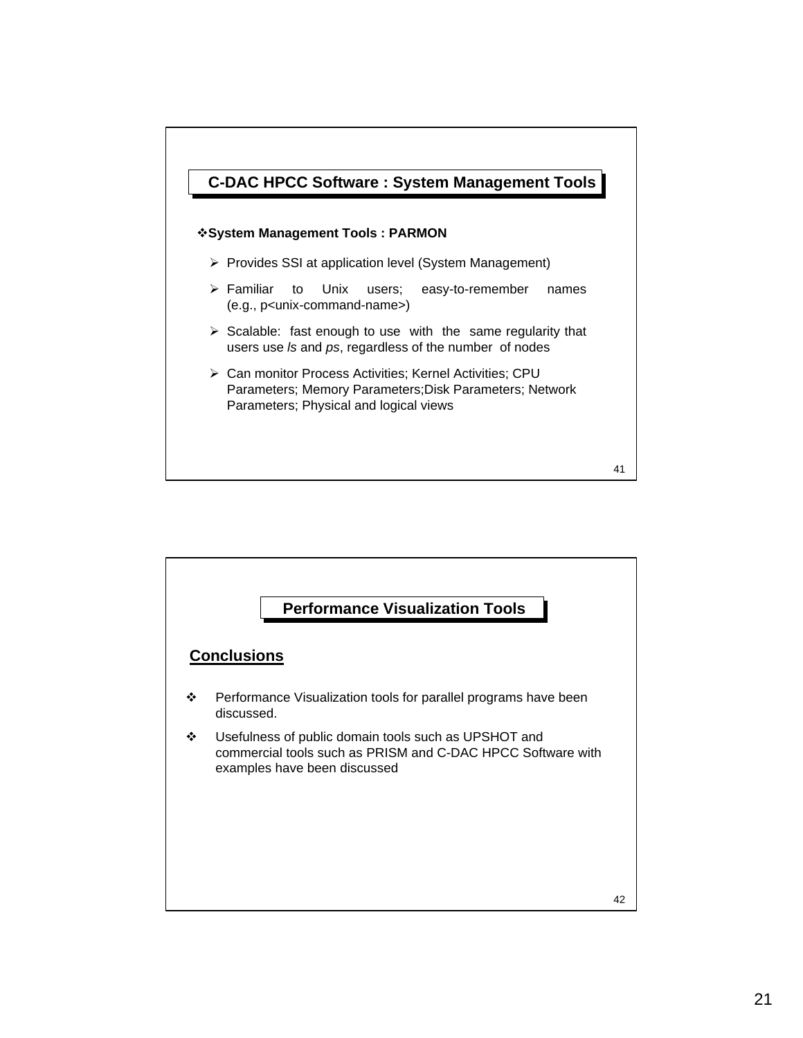## C-DAC HPCC Software : System Management Tools

**❖System Management Tools : PARMON**

- Provides SSI at application level (System Management)
- Familiar to Unix users; easy-to-remember names (e.g., p<unix-command-name>)
- Scalable: fast enough to use with the same regularity that users use *ls* and *ps*, regardless of the number of nodes
- Can monitor Process Activities; Kernel Activities; CPU Parameters; Memory Parameters;Disk Parameters; Network Parameters; Physical and logical views

## Performance Visualization Tools

### <u>Conclusions</u>

- ❖ Performance Visualization tools for parallel programs have been discussed.
- ❖ Usefulness of public domain tools such as UPSHOT and commercial tools such as PRISM and C-DAC HPCC Software with examples have been discussed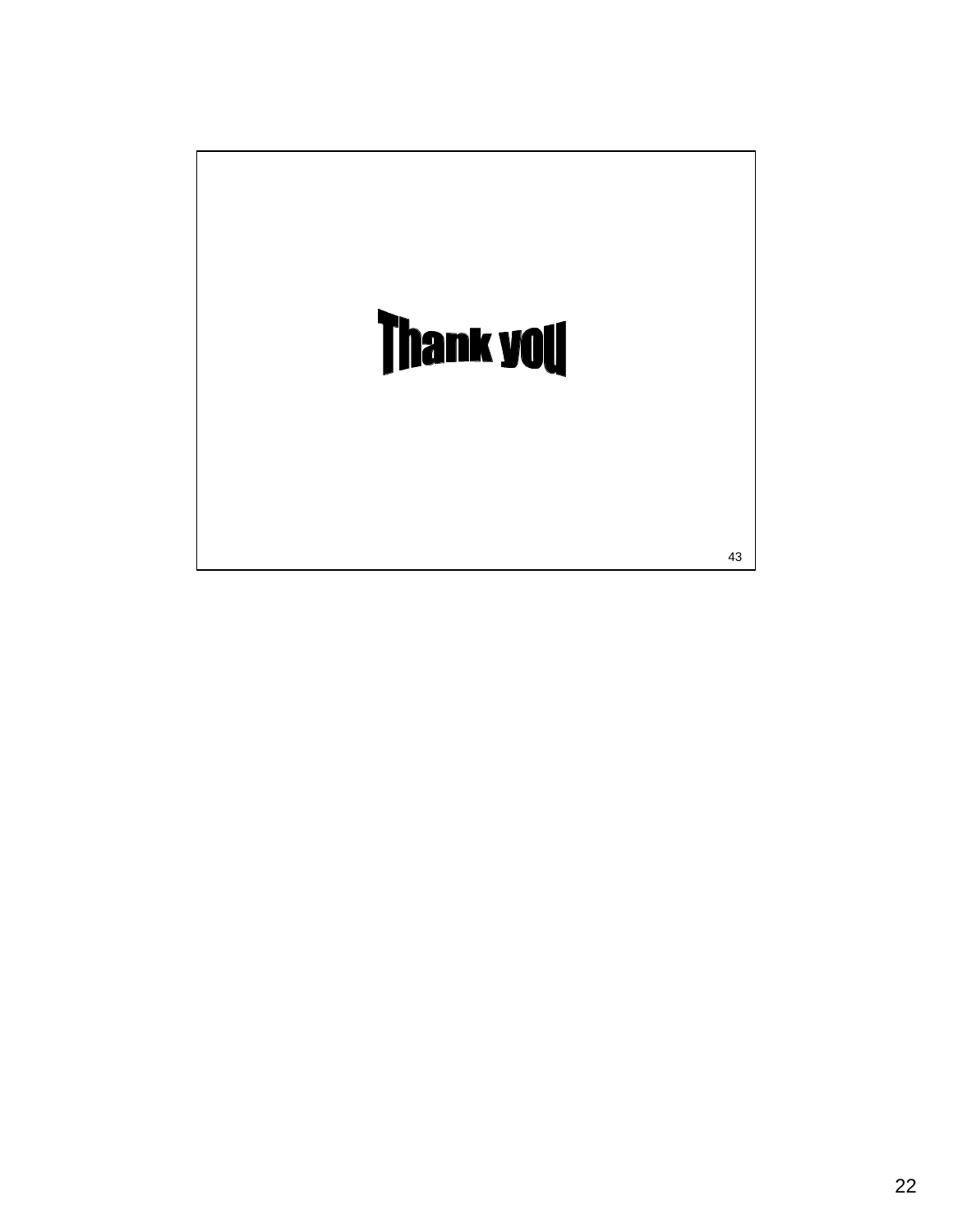Thank you